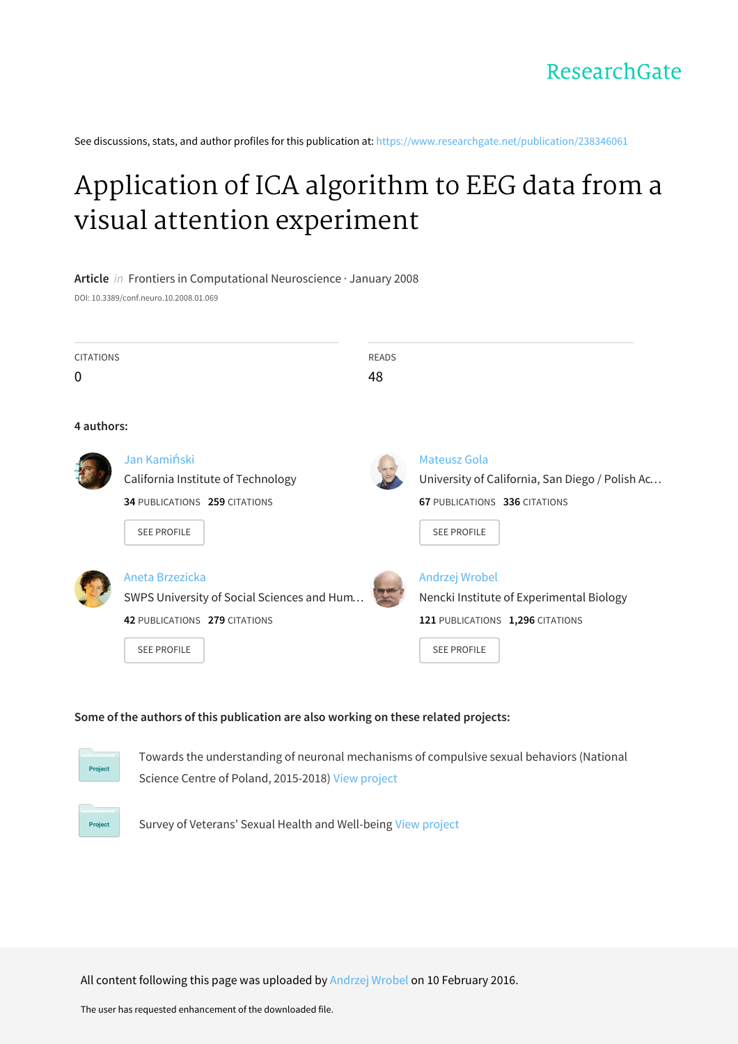ResearchGate

See discussions, stats, and author profiles for this publication at: https://www.researchgate.net/publication/238346061

# Application of ICA algorithm to EEG data from a visual attention experiment

**Article** *in* Frontiers in Computational Neuroscience · January 2008

DOI: 10.3389/conf.neuro.10.2008.01.069

| CITATIONS | READS |
| --- | --- |
| 0 | 48 |

**4 authors:**

**Jan Kamiński**
California Institute of Technology
**34** PUBLICATIONS **259** CITATIONS
SEE PROFILE

**Mateusz Gola**
University of California, San Diego / Polish Ac…
**67** PUBLICATIONS **336** CITATIONS
SEE PROFILE

**Aneta Brzezicka**
SWPS University of Social Sciences and Hum…
**42** PUBLICATIONS **279** CITATIONS
SEE PROFILE

**Andrzej Wrobel**
Nencki Institute of Experimental Biology
**121** PUBLICATIONS **1,296** CITATIONS
SEE PROFILE

**Some of the authors of this publication are also working on these related projects:**

Project: Towards the understanding of neuronal mechanisms of compulsive sexual behaviors (National Science Centre of Poland, 2015-2018) View project

Project: Survey of Veterans' Sexual Health and Well-being View project

All content following this page was uploaded by Andrzej Wrobel on 10 February 2016.

The user has requested enhancement of the downloaded file.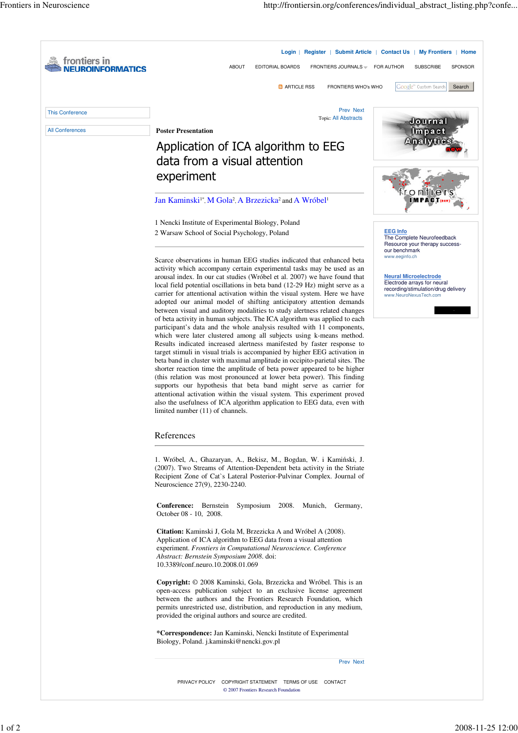Poster Presentation

# Application of ICA algorithm to EEG data from a visual attention experiment

Jan Kaminski[1*], M Gola[2], A Brzezicka[2] and A Wróbel[1]

1 Nencki Institute of Experimental Biology, Poland

2 Warsaw School of Social Psychology, Poland

Scarce observations in human EEG studies indicated that enhanced beta activity which accompany certain experimental tasks may be used as an arousal index. In our cat studies (Wróbel et al. 2007) we have found that local field potential oscillations in beta band (12-29 Hz) might serve as a carrier for attentional activation within the visual system. Here we have adopted our animal model of shifting anticipatory attention demands between visual and auditory modalities to study alertness related changes of beta activity in human subjects. The ICA algorithm was applied to each participant's data and the whole analysis resulted with 11 components, which were later clustered among all subjects using k-means method. Results indicated increased alertness manifested by faster response to target stimuli in visual trials is accompanied by higher EEG activation in beta band in cluster with maximal amplitude in occipito-parietal sites. The shorter reaction time the amplitude of beta power appeared to be higher (this relation was most pronounced at lower beta power). This finding supports our hypothesis that beta band might serve as carrier for attentional activation within the visual system. This experiment proved also the usefulness of ICA algorithm application to EEG data, even with limited number (11) of channels.

## References

1. Wróbel, A., Ghazaryan, A., Bekisz, M., Bogdan, W. i Kamiński, J. (2007). Two Streams of Attention-Dependent beta activity in the Striate Recipient Zone of Cat`s Lateral Posterior-Pulvinar Complex. Journal of Neuroscience 27(9), 2230-2240.

**Conference:** Bernstein Symposium 2008. Munich, Germany, October 08 - 10, 2008.

**Citation:** Kaminski J, Gola M, Brzezicka A and Wróbel A (2008). Application of ICA algorithm to EEG data from a visual attention experiment. *Frontiers in Computational Neuroscience. Conference Abstract: Bernstein Symposium 2008*. doi: 10.3389/conf.neuro.10.2008.01.069

**Copyright:** © 2008 Kaminski, Gola, Brzezicka and Wróbel. This is an open-access publication subject to an exclusive license agreement between the authors and the Frontiers Research Foundation, which permits unrestricted use, distribution, and reproduction in any medium, provided the original authors and source are credited.

***Correspondence:** Jan Kaminski, Nencki Institute of Experimental Biology, Poland. j.kaminski@nencki.gov.pl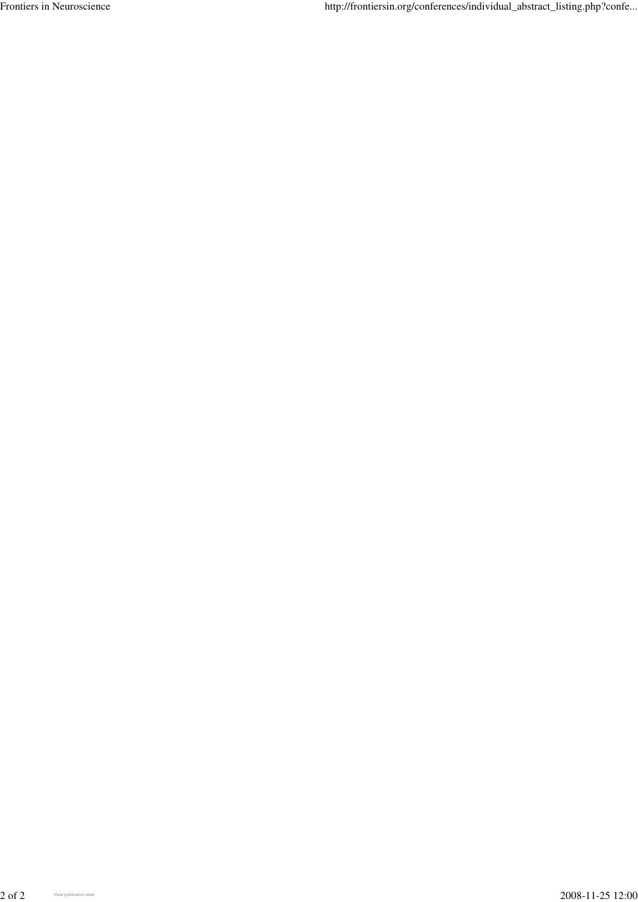View publication stats